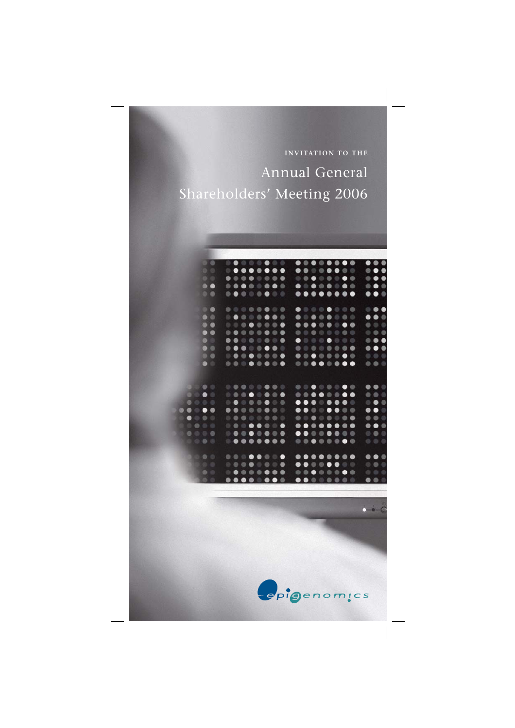INVITATION TO THE

# Annual General Shareholders' Meeting 2006

epigenomics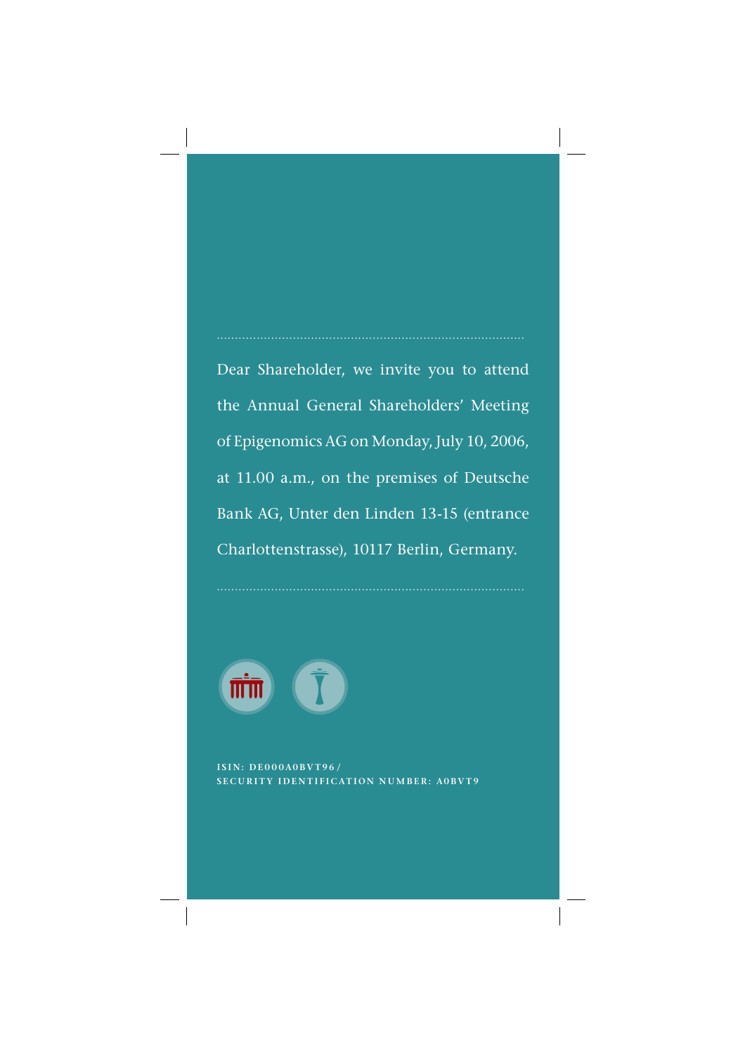Dear Shareholder, we invite you to attend the Annual General Shareholders' Meeting of Epigenomics AG on Monday, July 10, 2006, at 11.00 a.m., on the premises of Deutsche Bank AG, Unter den Linden 13-15 (entrance Charlottenstrasse), 10117 Berlin, Germany.

**ISIN: DE000A0BVT96 /**
**SECURITY IDENTIFICATION NUMBER: A0BVT9**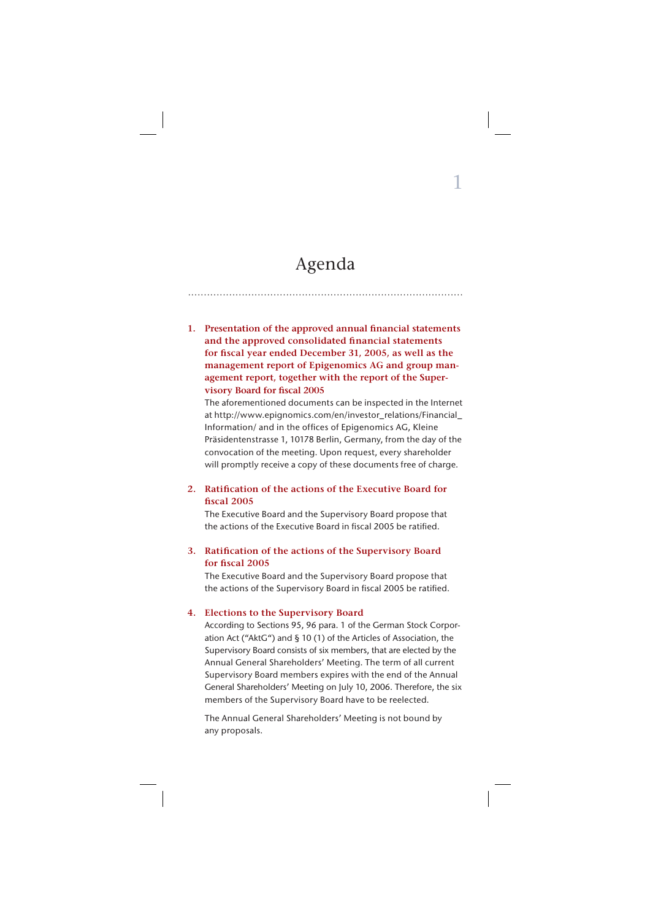# Agenda

1. **Presentation of the approved annual financial statements and the approved consolidated financial statements for fiscal year ended December 31, 2005, as well as the management report of Epigenomics AG and group management report, together with the report of the Supervisory Board for fiscal 2005**

   The aforementioned documents can be inspected in the Internet at http://www.epignomics.com/en/investor_relations/Financial_Information/ and in the offices of Epigenomics AG, Kleine Präsidentenstrasse 1, 10178 Berlin, Germany, from the day of the convocation of the meeting. Upon request, every shareholder will promptly receive a copy of these documents free of charge.

2. **Ratification of the actions of the Executive Board for fiscal 2005**

   The Executive Board and the Supervisory Board propose that the actions of the Executive Board in fiscal 2005 be ratified.

3. **Ratification of the actions of the Supervisory Board for fiscal 2005**

   The Executive Board and the Supervisory Board propose that the actions of the Supervisory Board in fiscal 2005 be ratified.

4. **Elections to the Supervisory Board**

   According to Sections 95, 96 para. 1 of the German Stock Corporation Act ("AktG") and § 10 (1) of the Articles of Association, the Supervisory Board consists of six members, that are elected by the Annual General Shareholders' Meeting. The term of all current Supervisory Board members expires with the end of the Annual General Shareholders' Meeting on July 10, 2006. Therefore, the six members of the Supervisory Board have to be reelected.

   The Annual General Shareholders' Meeting is not bound by any proposals.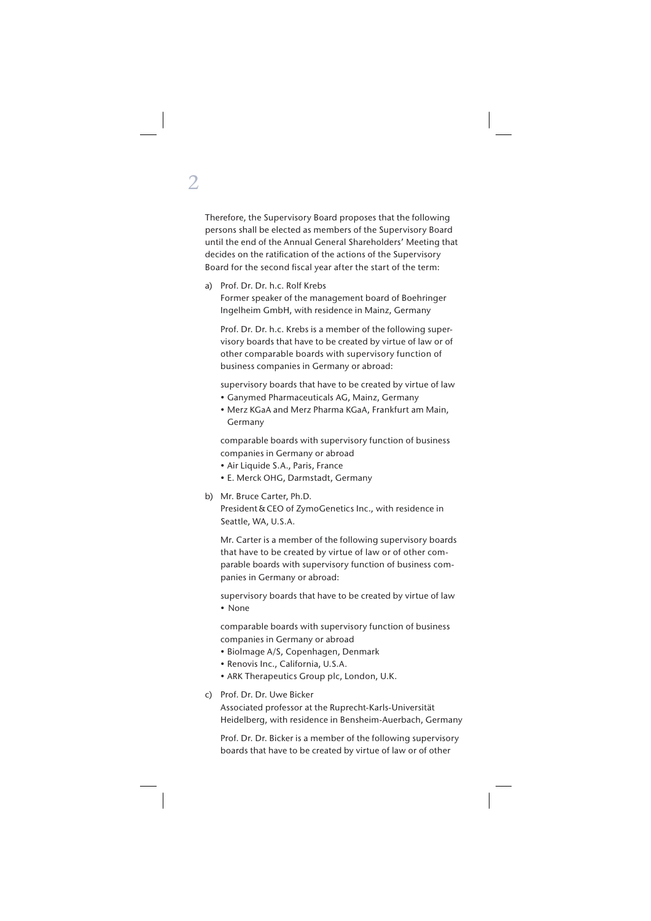Therefore, the Supervisory Board proposes that the following persons shall be elected as members of the Supervisory Board until the end of the Annual General Shareholders' Meeting that decides on the ratification of the actions of the Supervisory Board for the second fiscal year after the start of the term:

a) Prof. Dr. Dr. h.c. Rolf Krebs
   Former speaker of the management board of Boehringer Ingelheim GmbH, with residence in Mainz, Germany

   Prof. Dr. Dr. h.c. Krebs is a member of the following supervisory boards that have to be created by virtue of law or of other comparable boards with supervisory function of business companies in Germany or abroad:

   supervisory boards that have to be created by virtue of law
   - Ganymed Pharmaceuticals AG, Mainz, Germany
   - Merz KGaA and Merz Pharma KGaA, Frankfurt am Main, Germany

   comparable boards with supervisory function of business companies in Germany or abroad
   - Air Liquide S.A., Paris, France
   - E. Merck OHG, Darmstadt, Germany

b) Mr. Bruce Carter, Ph.D.
   President & CEO of ZymoGenetics Inc., with residence in Seattle, WA, U.S.A.

   Mr. Carter is a member of the following supervisory boards that have to be created by virtue of law or of other comparable boards with supervisory function of business companies in Germany or abroad:

   supervisory boards that have to be created by virtue of law
   - None

   comparable boards with supervisory function of business companies in Germany or abroad
   - BioImage A/S, Copenhagen, Denmark
   - Renovis Inc., California, U.S.A.
   - ARK Therapeutics Group plc, London, U.K.

c) Prof. Dr. Dr. Uwe Bicker
   Associated professor at the Ruprecht-Karls-Universität Heidelberg, with residence in Bensheim-Auerbach, Germany

   Prof. Dr. Dr. Bicker is a member of the following supervisory boards that have to be created by virtue of law or of other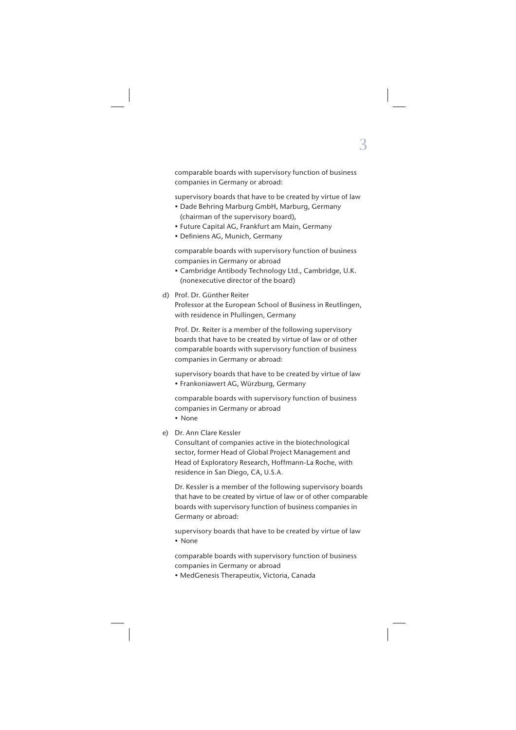comparable boards with supervisory function of business companies in Germany or abroad:

supervisory boards that have to be created by virtue of law

- Dade Behring Marburg GmbH, Marburg, Germany (chairman of the supervisory board),
- Future Capital AG, Frankfurt am Main, Germany
- Definiens AG, Munich, Germany

comparable boards with supervisory function of business companies in Germany or abroad

- Cambridge Antibody Technology Ltd., Cambridge, U.K. (nonexecutive director of the board)

d) Prof. Dr. Günther Reiter
Professor at the European School of Business in Reutlingen, with residence in Pfullingen, Germany

Prof. Dr. Reiter is a member of the following supervisory boards that have to be created by virtue of law or of other comparable boards with supervisory function of business companies in Germany or abroad:

supervisory boards that have to be created by virtue of law

- Frankoniawert AG, Würzburg, Germany

comparable boards with supervisory function of business companies in Germany or abroad

- None

e) Dr. Ann Clare Kessler
Consultant of companies active in the biotechnological sector, former Head of Global Project Management and Head of Exploratory Research, Hoffmann-La Roche, with residence in San Diego, CA, U.S.A.

Dr. Kessler is a member of the following supervisory boards that have to be created by virtue of law or of other comparable boards with supervisory function of business companies in Germany or abroad:

supervisory boards that have to be created by virtue of law

- None

comparable boards with supervisory function of business companies in Germany or abroad

- MedGenesis Therapeutix, Victoria, Canada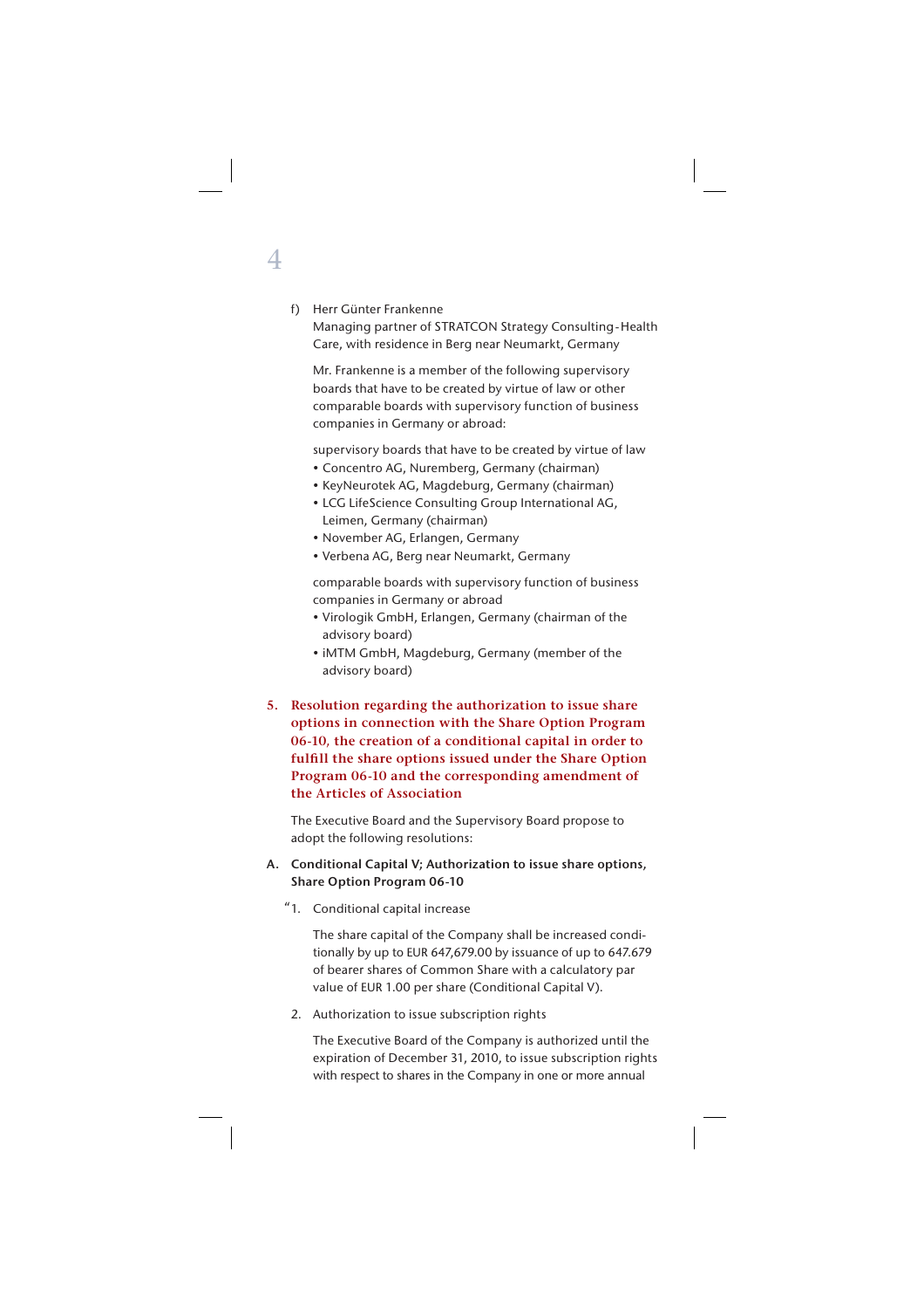f) Herr Günter Frankenne
Managing partner of STRATCON Strategy Consulting-Health Care, with residence in Berg near Neumarkt, Germany

Mr. Frankenne is a member of the following supervisory boards that have to be created by virtue of law or other comparable boards with supervisory function of business companies in Germany or abroad:

supervisory boards that have to be created by virtue of law
- Concentro AG, Nuremberg, Germany (chairman)
- KeyNeurotek AG, Magdeburg, Germany (chairman)
- LCG LifeScience Consulting Group International AG, Leimen, Germany (chairman)
- November AG, Erlangen, Germany
- Verbena AG, Berg near Neumarkt, Germany

comparable boards with supervisory function of business companies in Germany or abroad
- Virologik GmbH, Erlangen, Germany (chairman of the advisory board)
- iMTM GmbH, Magdeburg, Germany (member of the advisory board)

## 5. Resolution regarding the authorization to issue share options in connection with the Share Option Program 06-10, the creation of a conditional capital in order to fulfill the share options issued under the Share Option Program 06-10 and the corresponding amendment of the Articles of Association

The Executive Board and the Supervisory Board propose to adopt the following resolutions:

### A. Conditional Capital V; Authorization to issue share options, Share Option Program 06-10

"1. Conditional capital increase

The share capital of the Company shall be increased conditionally by up to EUR 647,679.00 by issuance of up to 647.679 of bearer shares of Common Share with a calculatory par value of EUR 1.00 per share (Conditional Capital V).

2. Authorization to issue subscription rights

The Executive Board of the Company is authorized until the expiration of December 31, 2010, to issue subscription rights with respect to shares in the Company in one or more annual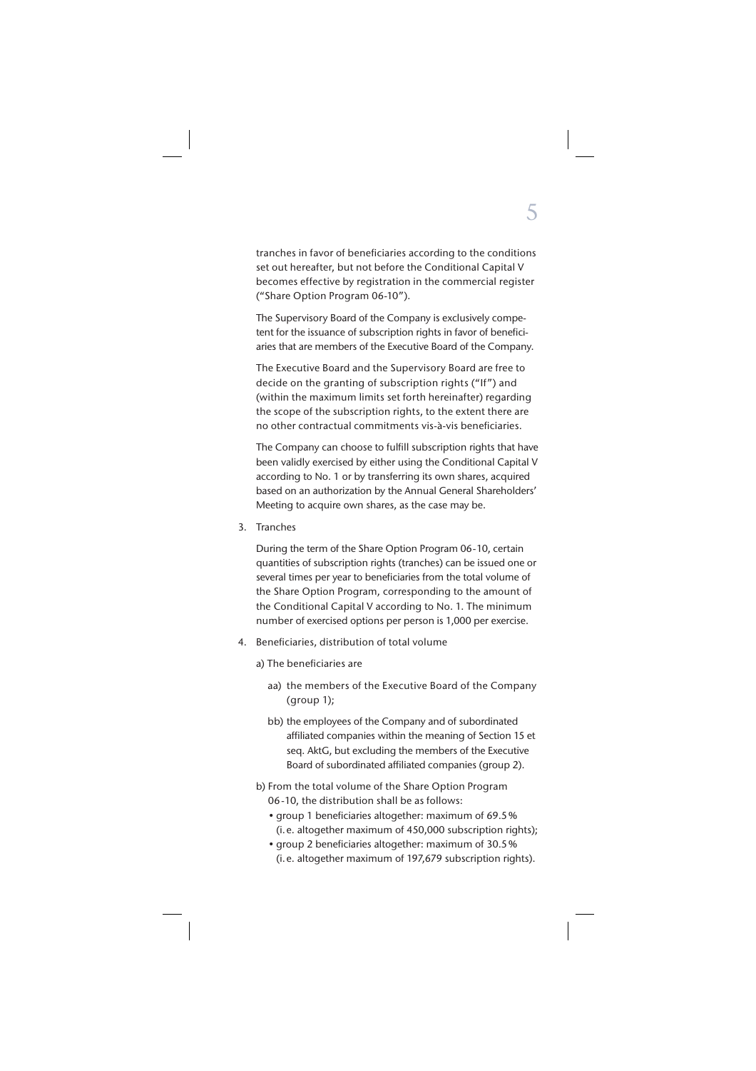tranches in favor of beneficiaries according to the conditions set out hereafter, but not before the Conditional Capital V becomes effective by registration in the commercial register ("Share Option Program 06-10").

The Supervisory Board of the Company is exclusively competent for the issuance of subscription rights in favor of beneficiaries that are members of the Executive Board of the Company.

The Executive Board and the Supervisory Board are free to decide on the granting of subscription rights ("If") and (within the maximum limits set forth hereinafter) regarding the scope of the subscription rights, to the extent there are no other contractual commitments vis-à-vis beneficiaries.

The Company can choose to fulfill subscription rights that have been validly exercised by either using the Conditional Capital V according to No. 1 or by transferring its own shares, acquired based on an authorization by the Annual General Shareholders' Meeting to acquire own shares, as the case may be.

3. Tranches

   During the term of the Share Option Program 06-10, certain quantities of subscription rights (tranches) can be issued one or several times per year to beneficiaries from the total volume of the Share Option Program, corresponding to the amount of the Conditional Capital V according to No. 1. The minimum number of exercised options per person is 1,000 per exercise.

4. Beneficiaries, distribution of total volume

   a) The beneficiaries are

      aa) the members of the Executive Board of the Company (group 1);

      bb) the employees of the Company and of subordinated affiliated companies within the meaning of Section 15 et seq. AktG, but excluding the members of the Executive Board of subordinated affiliated companies (group 2).

   b) From the total volume of the Share Option Program 06-10, the distribution shall be as follows:
      - group 1 beneficiaries altogether: maximum of 69.5% (i.e. altogether maximum of 450,000 subscription rights);
      - group 2 beneficiaries altogether: maximum of 30.5% (i.e. altogether maximum of 197,679 subscription rights).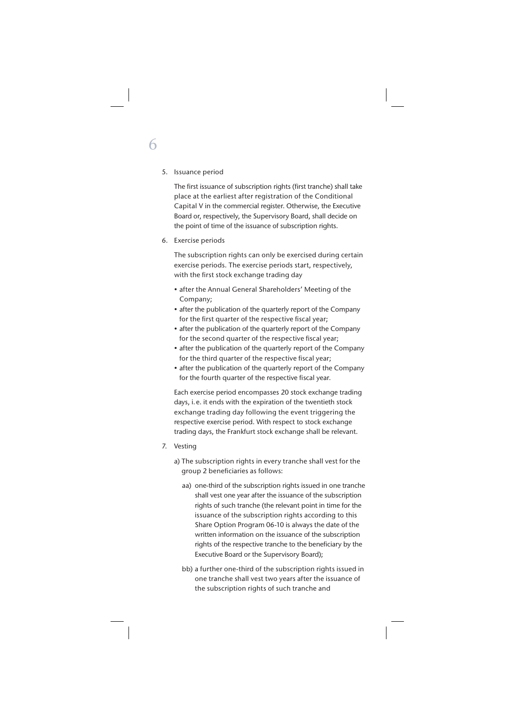5. Issuance period

   The first issuance of subscription rights (first tranche) shall take place at the earliest after registration of the Conditional Capital V in the commercial register. Otherwise, the Executive Board or, respectively, the Supervisory Board, shall decide on the point of time of the issuance of subscription rights.

6. Exercise periods

   The subscription rights can only be exercised during certain exercise periods. The exercise periods start, respectively, with the first stock exchange trading day

   - after the Annual General Shareholders' Meeting of the Company;
   - after the publication of the quarterly report of the Company for the first quarter of the respective fiscal year;
   - after the publication of the quarterly report of the Company for the second quarter of the respective fiscal year;
   - after the publication of the quarterly report of the Company for the third quarter of the respective fiscal year;
   - after the publication of the quarterly report of the Company for the fourth quarter of the respective fiscal year.

   Each exercise period encompasses 20 stock exchange trading days, i.e. it ends with the expiration of the twentieth stock exchange trading day following the event triggering the respective exercise period. With respect to stock exchange trading days, the Frankfurt stock exchange shall be relevant.

7. Vesting

   a) The subscription rights in every tranche shall vest for the group 2 beneficiaries as follows:

      aa) one-third of the subscription rights issued in one tranche shall vest one year after the issuance of the subscription rights of such tranche (the relevant point in time for the issuance of the subscription rights according to this Share Option Program 06-10 is always the date of the written information on the issuance of the subscription rights of the respective tranche to the beneficiary by the Executive Board or the Supervisory Board);

      bb) a further one-third of the subscription rights issued in one tranche shall vest two years after the issuance of the subscription rights of such tranche and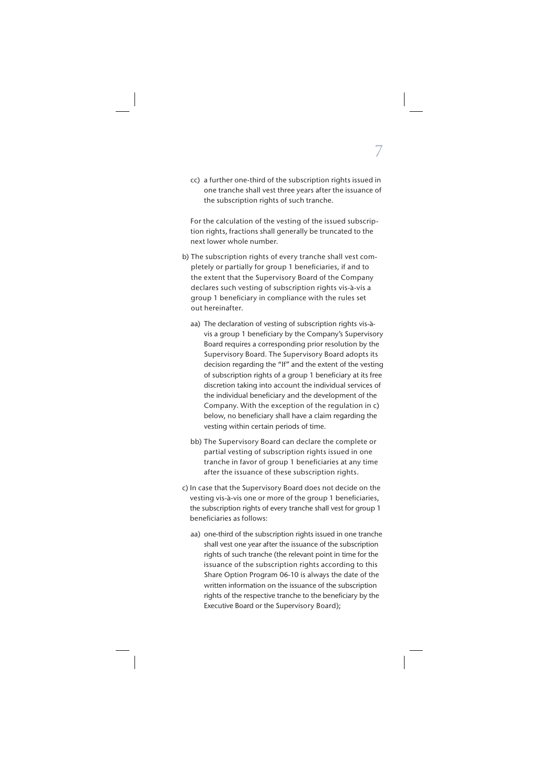cc) a further one-third of the subscription rights issued in one tranche shall vest three years after the issuance of the subscription rights of such tranche.

For the calculation of the vesting of the issued subscription rights, fractions shall generally be truncated to the next lower whole number.

b) The subscription rights of every tranche shall vest completely or partially for group 1 beneficiaries, if and to the extent that the Supervisory Board of the Company declares such vesting of subscription rights vis-à-vis a group 1 beneficiary in compliance with the rules set out hereinafter.

aa) The declaration of vesting of subscription rights vis-à-vis a group 1 beneficiary by the Company's Supervisory Board requires a corresponding prior resolution by the Supervisory Board. The Supervisory Board adopts its decision regarding the "If" and the extent of the vesting of subscription rights of a group 1 beneficiary at its free discretion taking into account the individual services of the individual beneficiary and the development of the Company. With the exception of the regulation in c) below, no beneficiary shall have a claim regarding the vesting within certain periods of time.

bb) The Supervisory Board can declare the complete or partial vesting of subscription rights issued in one tranche in favor of group 1 beneficiaries at any time after the issuance of these subscription rights.

c) In case that the Supervisory Board does not decide on the vesting vis-à-vis one or more of the group 1 beneficiaries, the subscription rights of every tranche shall vest for group 1 beneficiaries as follows:

aa) one-third of the subscription rights issued in one tranche shall vest one year after the issuance of the subscription rights of such tranche (the relevant point in time for the issuance of the subscription rights according to this Share Option Program 06-10 is always the date of the written information on the issuance of the subscription rights of the respective tranche to the beneficiary by the Executive Board or the Supervisory Board);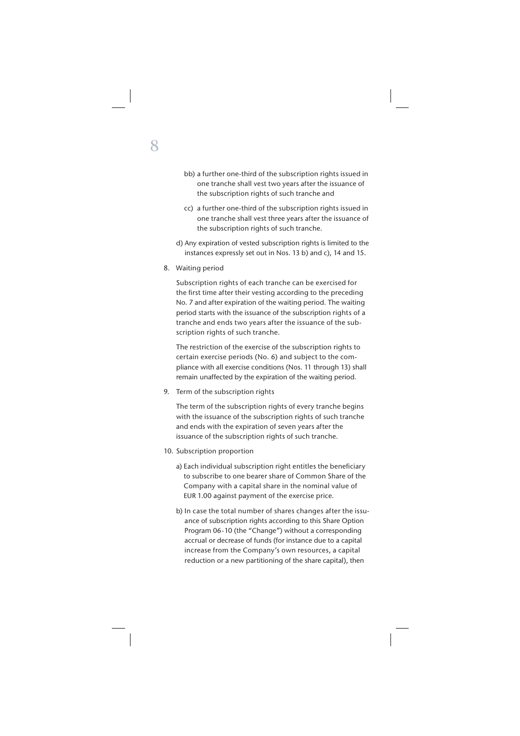bb) a further one-third of the subscription rights issued in one tranche shall vest two years after the issuance of the subscription rights of such tranche and

cc) a further one-third of the subscription rights issued in one tranche shall vest three years after the issuance of the subscription rights of such tranche.

d) Any expiration of vested subscription rights is limited to the instances expressly set out in Nos. 13 b) and c), 14 and 15.

8. Waiting period

   Subscription rights of each tranche can be exercised for the first time after their vesting according to the preceding No. 7 and after expiration of the waiting period. The waiting period starts with the issuance of the subscription rights of a tranche and ends two years after the issuance of the subscription rights of such tranche.

   The restriction of the exercise of the subscription rights to certain exercise periods (No. 6) and subject to the compliance with all exercise conditions (Nos. 11 through 13) shall remain unaffected by the expiration of the waiting period.

9. Term of the subscription rights

   The term of the subscription rights of every tranche begins with the issuance of the subscription rights of such tranche and ends with the expiration of seven years after the issuance of the subscription rights of such tranche.

10. Subscription proportion

    a) Each individual subscription right entitles the beneficiary to subscribe to one bearer share of Common Share of the Company with a capital share in the nominal value of EUR 1.00 against payment of the exercise price.

    b) In case the total number of shares changes after the issuance of subscription rights according to this Share Option Program 06-10 (the "Change") without a corresponding accrual or decrease of funds (for instance due to a capital increase from the Company's own resources, a capital reduction or a new partitioning of the share capital), then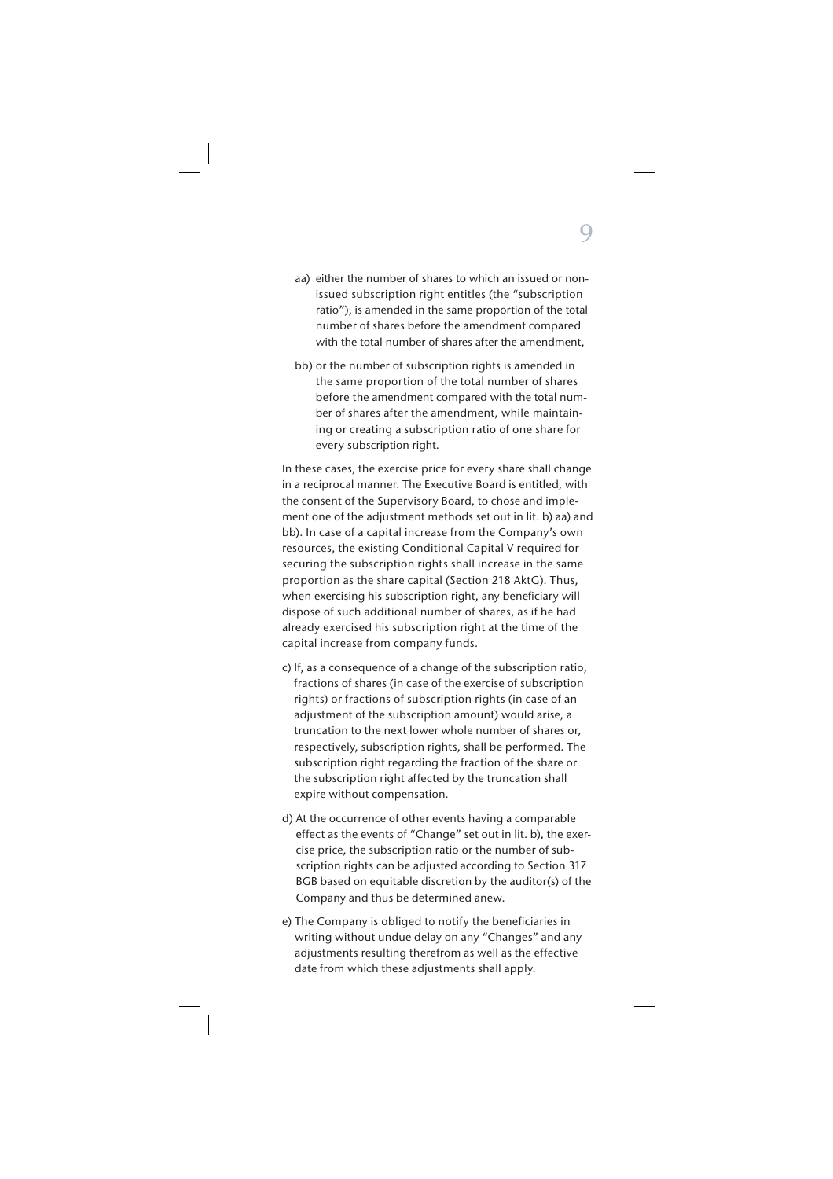aa) either the number of shares to which an issued or non-issued subscription right entitles (the "subscription ratio"), is amended in the same proportion of the total number of shares before the amendment compared with the total number of shares after the amendment,

bb) or the number of subscription rights is amended in the same proportion of the total number of shares before the amendment compared with the total number of shares after the amendment, while maintaining or creating a subscription ratio of one share for every subscription right.

In these cases, the exercise price for every share shall change in a reciprocal manner. The Executive Board is entitled, with the consent of the Supervisory Board, to chose and implement one of the adjustment methods set out in lit. b) aa) and bb). In case of a capital increase from the Company's own resources, the existing Conditional Capital V required for securing the subscription rights shall increase in the same proportion as the share capital (Section 218 AktG). Thus, when exercising his subscription right, any beneficiary will dispose of such additional number of shares, as if he had already exercised his subscription right at the time of the capital increase from company funds.

c) If, as a consequence of a change of the subscription ratio, fractions of shares (in case of the exercise of subscription rights) or fractions of subscription rights (in case of an adjustment of the subscription amount) would arise, a truncation to the next lower whole number of shares or, respectively, subscription rights, shall be performed. The subscription right regarding the fraction of the share or the subscription right affected by the truncation shall expire without compensation.

d) At the occurrence of other events having a comparable effect as the events of "Change" set out in lit. b), the exercise price, the subscription ratio or the number of subscription rights can be adjusted according to Section 317 BGB based on equitable discretion by the auditor(s) of the Company and thus be determined anew.

e) The Company is obliged to notify the beneficiaries in writing without undue delay on any "Changes" and any adjustments resulting therefrom as well as the effective date from which these adjustments shall apply.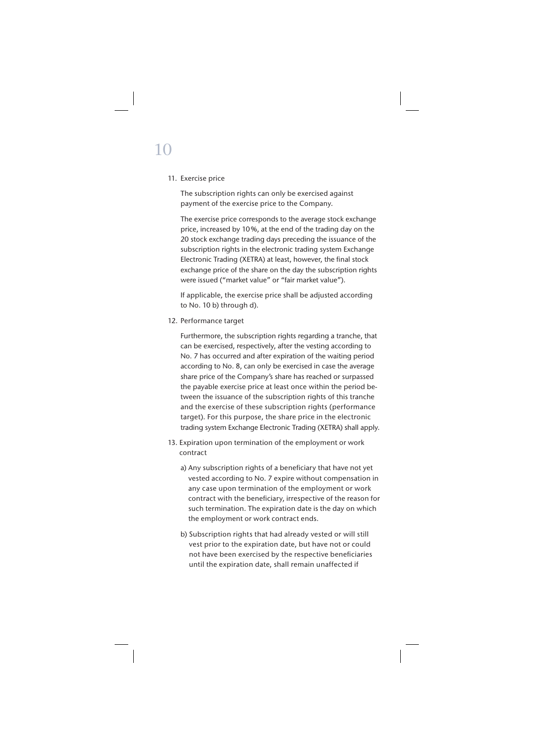11. Exercise price

    The subscription rights can only be exercised against payment of the exercise price to the Company.

    The exercise price corresponds to the average stock exchange price, increased by 10%, at the end of the trading day on the 20 stock exchange trading days preceding the issuance of the subscription rights in the electronic trading system Exchange Electronic Trading (XETRA) at least, however, the final stock exchange price of the share on the day the subscription rights were issued ("market value" or "fair market value").

    If applicable, the exercise price shall be adjusted according to No. 10 b) through d).

12. Performance target

    Furthermore, the subscription rights regarding a tranche, that can be exercised, respectively, after the vesting according to No. 7 has occurred and after expiration of the waiting period according to No. 8, can only be exercised in case the average share price of the Company's share has reached or surpassed the payable exercise price at least once within the period between the issuance of the subscription rights of this tranche and the exercise of these subscription rights (performance target). For this purpose, the share price in the electronic trading system Exchange Electronic Trading (XETRA) shall apply.

13. Expiration upon termination of the employment or work contract

    a) Any subscription rights of a beneficiary that have not yet vested according to No. 7 expire without compensation in any case upon termination of the employment or work contract with the beneficiary, irrespective of the reason for such termination. The expiration date is the day on which the employment or work contract ends.

    b) Subscription rights that had already vested or will still vest prior to the expiration date, but have not or could not have been exercised by the respective beneficiaries until the expiration date, shall remain unaffected if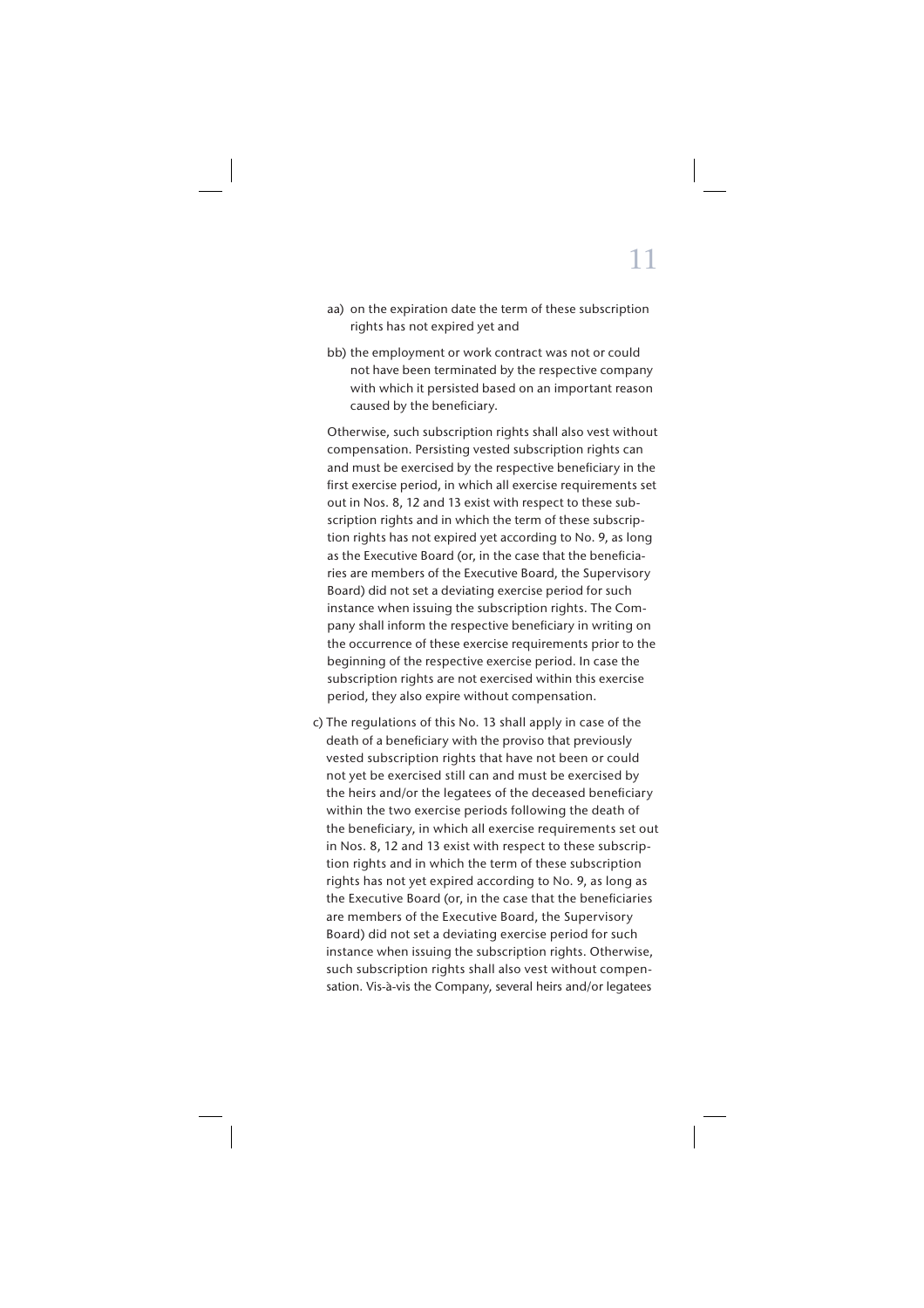aa) on the expiration date the term of these subscription rights has not expired yet and

bb) the employment or work contract was not or could not have been terminated by the respective company with which it persisted based on an important reason caused by the beneficiary.

Otherwise, such subscription rights shall also vest without compensation. Persisting vested subscription rights can and must be exercised by the respective beneficiary in the first exercise period, in which all exercise requirements set out in Nos. 8, 12 and 13 exist with respect to these subscription rights and in which the term of these subscription rights has not expired yet according to No. 9, as long as the Executive Board (or, in the case that the beneficiaries are members of the Executive Board, the Supervisory Board) did not set a deviating exercise period for such instance when issuing the subscription rights. The Company shall inform the respective beneficiary in writing on the occurrence of these exercise requirements prior to the beginning of the respective exercise period. In case the subscription rights are not exercised within this exercise period, they also expire without compensation.

c) The regulations of this No. 13 shall apply in case of the death of a beneficiary with the proviso that previously vested subscription rights that have not been or could not yet be exercised still can and must be exercised by the heirs and/or the legatees of the deceased beneficiary within the two exercise periods following the death of the beneficiary, in which all exercise requirements set out in Nos. 8, 12 and 13 exist with respect to these subscription rights and in which the term of these subscription rights has not yet expired according to No. 9, as long as the Executive Board (or, in the case that the beneficiaries are members of the Executive Board, the Supervisory Board) did not set a deviating exercise period for such instance when issuing the subscription rights. Otherwise, such subscription rights shall also vest without compensation. Vis-à-vis the Company, several heirs and/or legatees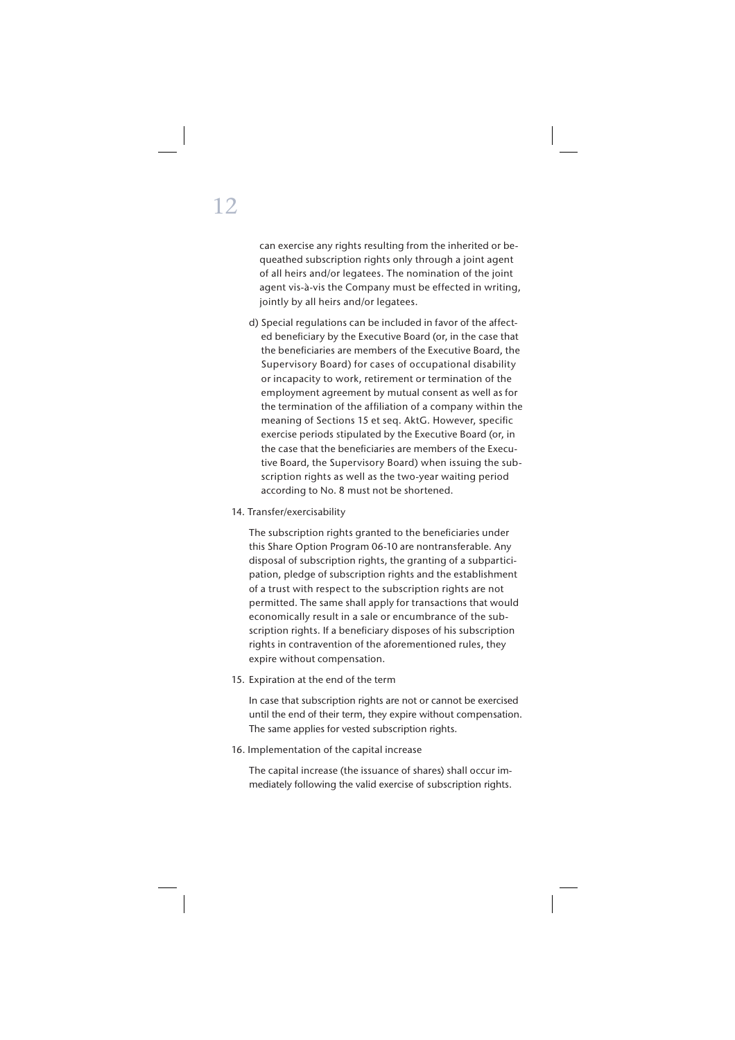can exercise any rights resulting from the inherited or bequeathed subscription rights only through a joint agent of all heirs and/or legatees. The nomination of the joint agent vis-à-vis the Company must be effected in writing, jointly by all heirs and/or legatees.

d) Special regulations can be included in favor of the affected beneficiary by the Executive Board (or, in the case that the beneficiaries are members of the Executive Board, the Supervisory Board) for cases of occupational disability or incapacity to work, retirement or termination of the employment agreement by mutual consent as well as for the termination of the affiliation of a company within the meaning of Sections 15 et seq. AktG. However, specific exercise periods stipulated by the Executive Board (or, in the case that the beneficiaries are members of the Executive Board, the Supervisory Board) when issuing the subscription rights as well as the two-year waiting period according to No. 8 must not be shortened.

14. Transfer/exercisability

The subscription rights granted to the beneficiaries under this Share Option Program 06-10 are nontransferable. Any disposal of subscription rights, the granting of a subparticipation, pledge of subscription rights and the establishment of a trust with respect to the subscription rights are not permitted. The same shall apply for transactions that would economically result in a sale or encumbrance of the subscription rights. If a beneficiary disposes of his subscription rights in contravention of the aforementioned rules, they expire without compensation.

15. Expiration at the end of the term

In case that subscription rights are not or cannot be exercised until the end of their term, they expire without compensation. The same applies for vested subscription rights.

16. Implementation of the capital increase

The capital increase (the issuance of shares) shall occur immediately following the valid exercise of subscription rights.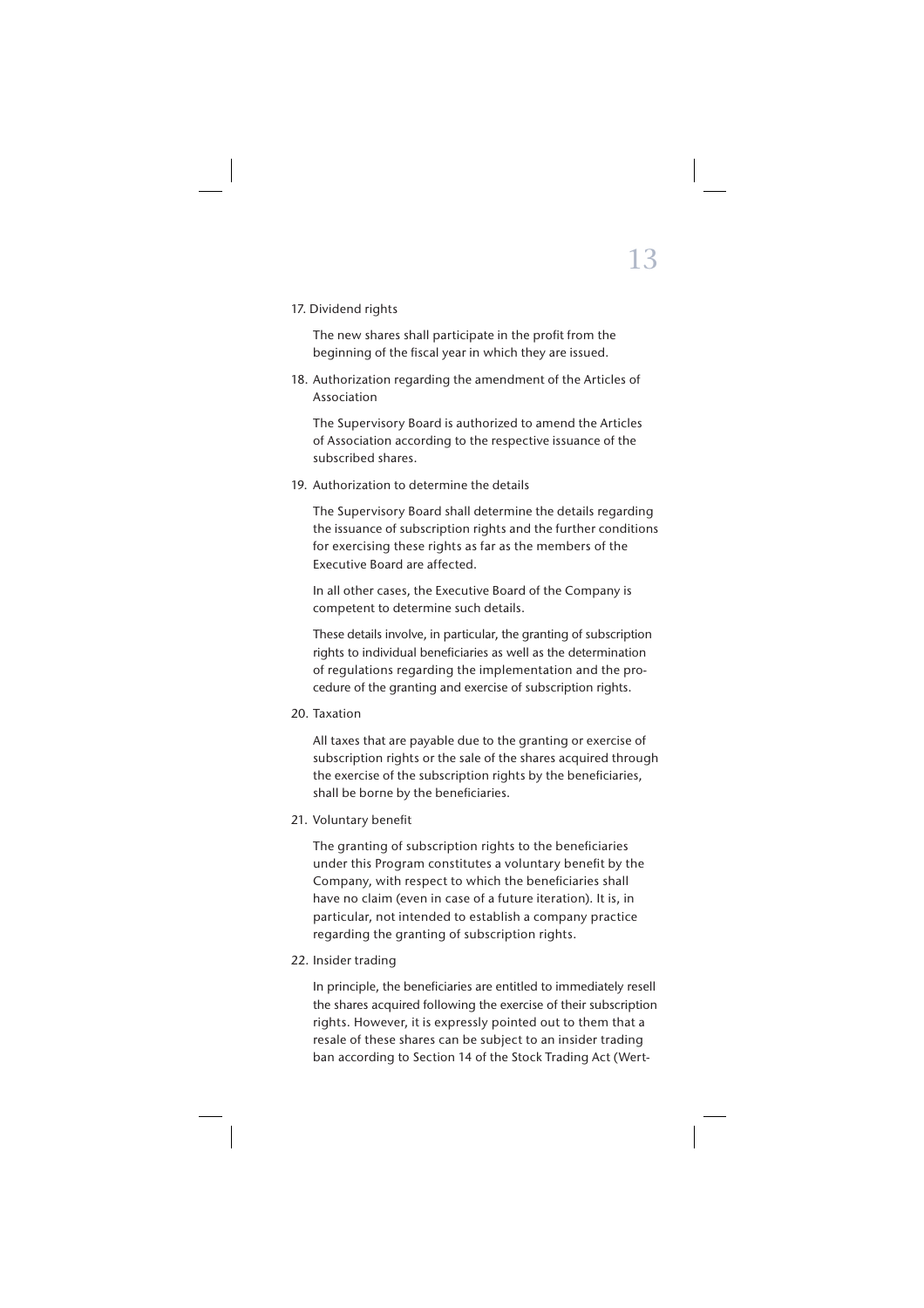17. Dividend rights

    The new shares shall participate in the profit from the beginning of the fiscal year in which they are issued.

18. Authorization regarding the amendment of the Articles of Association

    The Supervisory Board is authorized to amend the Articles of Association according to the respective issuance of the subscribed shares.

19. Authorization to determine the details

    The Supervisory Board shall determine the details regarding the issuance of subscription rights and the further conditions for exercising these rights as far as the members of the Executive Board are affected.

    In all other cases, the Executive Board of the Company is competent to determine such details.

    These details involve, in particular, the granting of subscription rights to individual beneficiaries as well as the determination of regulations regarding the implementation and the procedure of the granting and exercise of subscription rights.

20. Taxation

    All taxes that are payable due to the granting or exercise of subscription rights or the sale of the shares acquired through the exercise of the subscription rights by the beneficiaries, shall be borne by the beneficiaries.

21. Voluntary benefit

    The granting of subscription rights to the beneficiaries under this Program constitutes a voluntary benefit by the Company, with respect to which the beneficiaries shall have no claim (even in case of a future iteration). It is, in particular, not intended to establish a company practice regarding the granting of subscription rights.

22. Insider trading

    In principle, the beneficiaries are entitled to immediately resell the shares acquired following the exercise of their subscription rights. However, it is expressly pointed out to them that a resale of these shares can be subject to an insider trading ban according to Section 14 of the Stock Trading Act (Wert-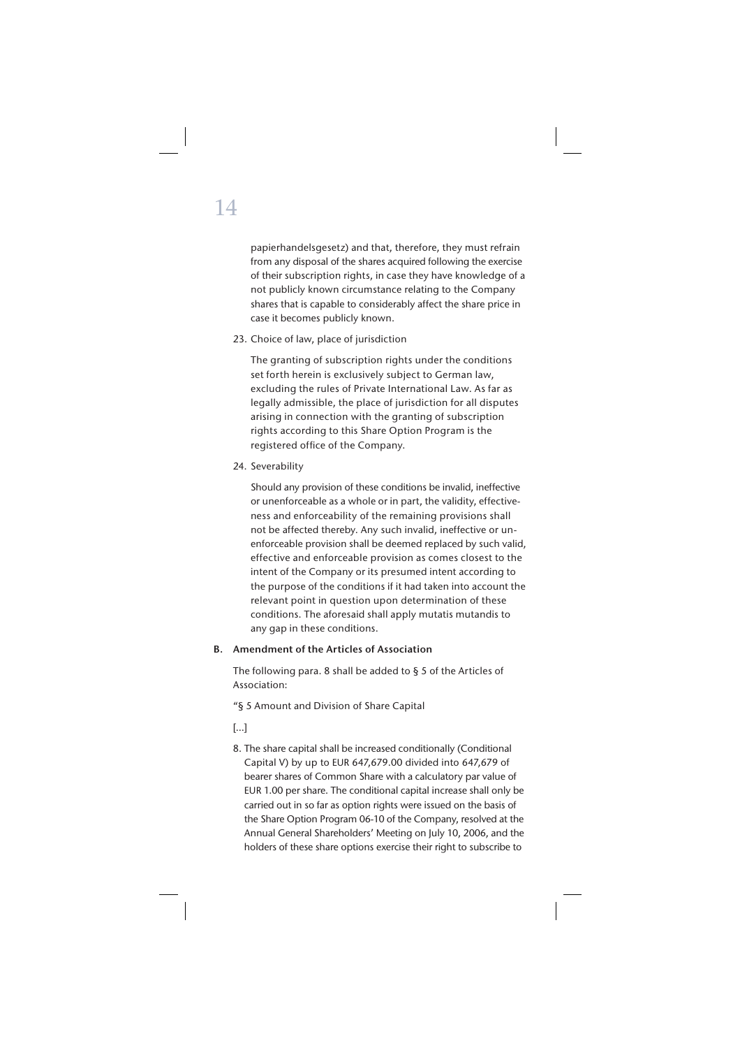papierhandelsgesetz) and that, therefore, they must refrain from any disposal of the shares acquired following the exercise of their subscription rights, in case they have knowledge of a not publicly known circumstance relating to the Company shares that is capable to considerably affect the share price in case it becomes publicly known.

23. Choice of law, place of jurisdiction

    The granting of subscription rights under the conditions set forth herein is exclusively subject to German law, excluding the rules of Private International Law. As far as legally admissible, the place of jurisdiction for all disputes arising in connection with the granting of subscription rights according to this Share Option Program is the registered office of the Company.

24. Severability

    Should any provision of these conditions be invalid, ineffective or unenforceable as a whole or in part, the validity, effectiveness and enforceability of the remaining provisions shall not be affected thereby. Any such invalid, ineffective or unenforceable provision shall be deemed replaced by such valid, effective and enforceable provision as comes closest to the intent of the Company or its presumed intent according to the purpose of the conditions if it had taken into account the relevant point in question upon determination of these conditions. The aforesaid shall apply mutatis mutandis to any gap in these conditions.

## B. Amendment of the Articles of Association

The following para. 8 shall be added to § 5 of the Articles of Association:

"§ 5 Amount and Division of Share Capital

[...]

8. The share capital shall be increased conditionally (Conditional Capital V) by up to EUR 647,679.00 divided into 647,679 of bearer shares of Common Share with a calculatory par value of EUR 1.00 per share. The conditional capital increase shall only be carried out in so far as option rights were issued on the basis of the Share Option Program 06-10 of the Company, resolved at the Annual General Shareholders' Meeting on July 10, 2006, and the holders of these share options exercise their right to subscribe to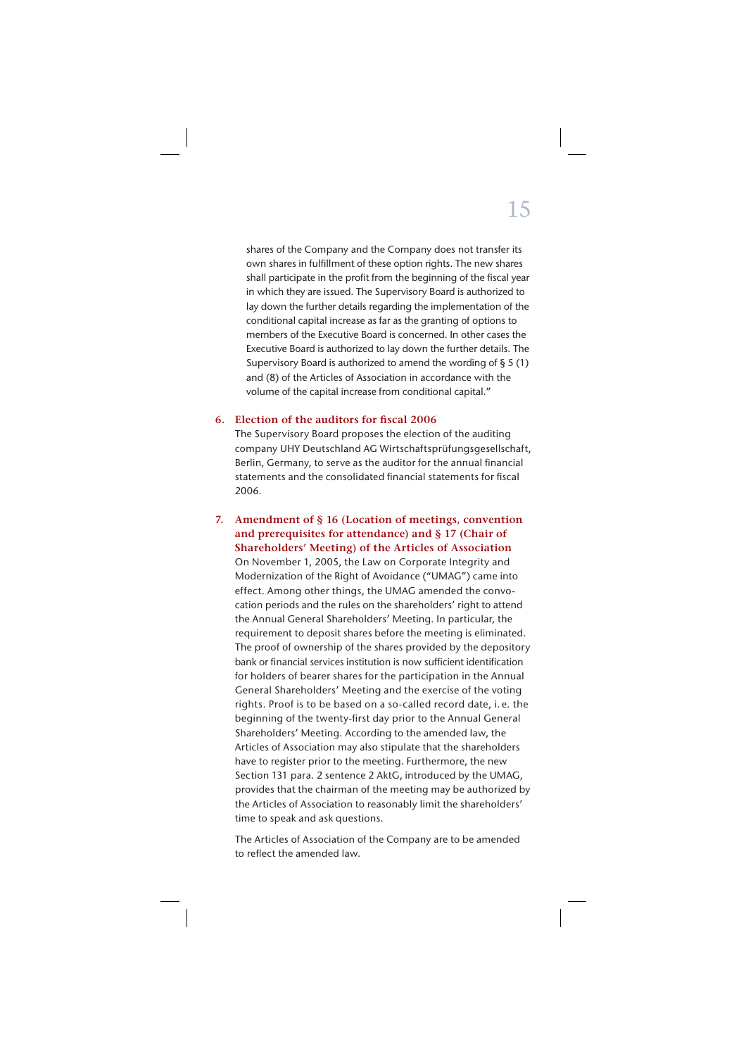shares of the Company and the Company does not transfer its own shares in fulfillment of these option rights. The new shares shall participate in the profit from the beginning of the fiscal year in which they are issued. The Supervisory Board is authorized to lay down the further details regarding the implementation of the conditional capital increase as far as the granting of options to members of the Executive Board is concerned. In other cases the Executive Board is authorized to lay down the further details. The Supervisory Board is authorized to amend the wording of § 5 (1) and (8) of the Articles of Association in accordance with the volume of the capital increase from conditional capital."

## 6. Election of the auditors for fiscal 2006

The Supervisory Board proposes the election of the auditing company UHY Deutschland AG Wirtschaftsprüfungsgesellschaft, Berlin, Germany, to serve as the auditor for the annual financial statements and the consolidated financial statements for fiscal 2006.

## 7. Amendment of § 16 (Location of meetings, convention and prerequisites for attendance) and § 17 (Chair of Shareholders' Meeting) of the Articles of Association

On November 1, 2005, the Law on Corporate Integrity and Modernization of the Right of Avoidance ("UMAG") came into effect. Among other things, the UMAG amended the convocation periods and the rules on the shareholders' right to attend the Annual General Shareholders' Meeting. In particular, the requirement to deposit shares before the meeting is eliminated. The proof of ownership of the shares provided by the depository bank or financial services institution is now sufficient identification for holders of bearer shares for the participation in the Annual General Shareholders' Meeting and the exercise of the voting rights. Proof is to be based on a so-called record date, i. e. the beginning of the twenty-first day prior to the Annual General Shareholders' Meeting. According to the amended law, the Articles of Association may also stipulate that the shareholders have to register prior to the meeting. Furthermore, the new Section 131 para. 2 sentence 2 AktG, introduced by the UMAG, provides that the chairman of the meeting may be authorized by the Articles of Association to reasonably limit the shareholders' time to speak and ask questions.

The Articles of Association of the Company are to be amended to reflect the amended law.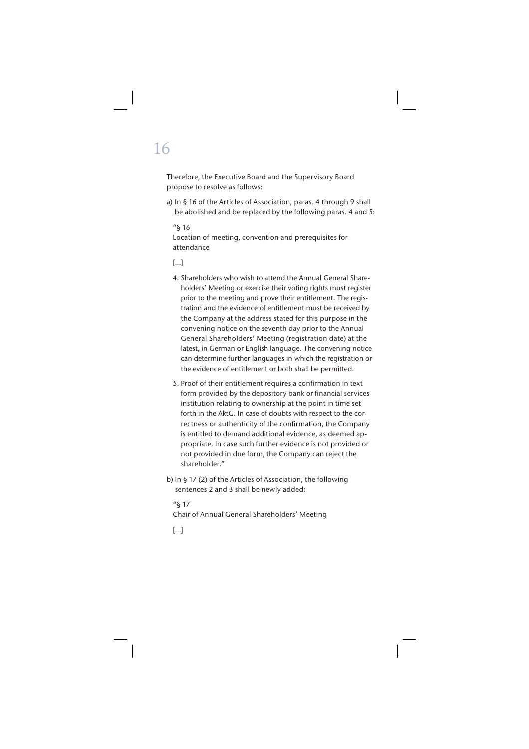Therefore, the Executive Board and the Supervisory Board propose to resolve as follows:

a) In § 16 of the Articles of Association, paras. 4 through 9 shall be abolished and be replaced by the following paras. 4 and 5:

"§ 16
Location of meeting, convention and prerequisites for attendance

[...]

4. Shareholders who wish to attend the Annual General Shareholders' Meeting or exercise their voting rights must register prior to the meeting and prove their entitlement. The registration and the evidence of entitlement must be received by the Company at the address stated for this purpose in the convening notice on the seventh day prior to the Annual General Shareholders' Meeting (registration date) at the latest, in German or English language. The convening notice can determine further languages in which the registration or the evidence of entitlement or both shall be permitted.

5. Proof of their entitlement requires a confirmation in text form provided by the depository bank or financial services institution relating to ownership at the point in time set forth in the AktG. In case of doubts with respect to the correctness or authenticity of the confirmation, the Company is entitled to demand additional evidence, as deemed appropriate. In case such further evidence is not provided or not provided in due form, the Company can reject the shareholder."

b) In § 17 (2) of the Articles of Association, the following sentences 2 and 3 shall be newly added:

"§ 17
Chair of Annual General Shareholders' Meeting

[...]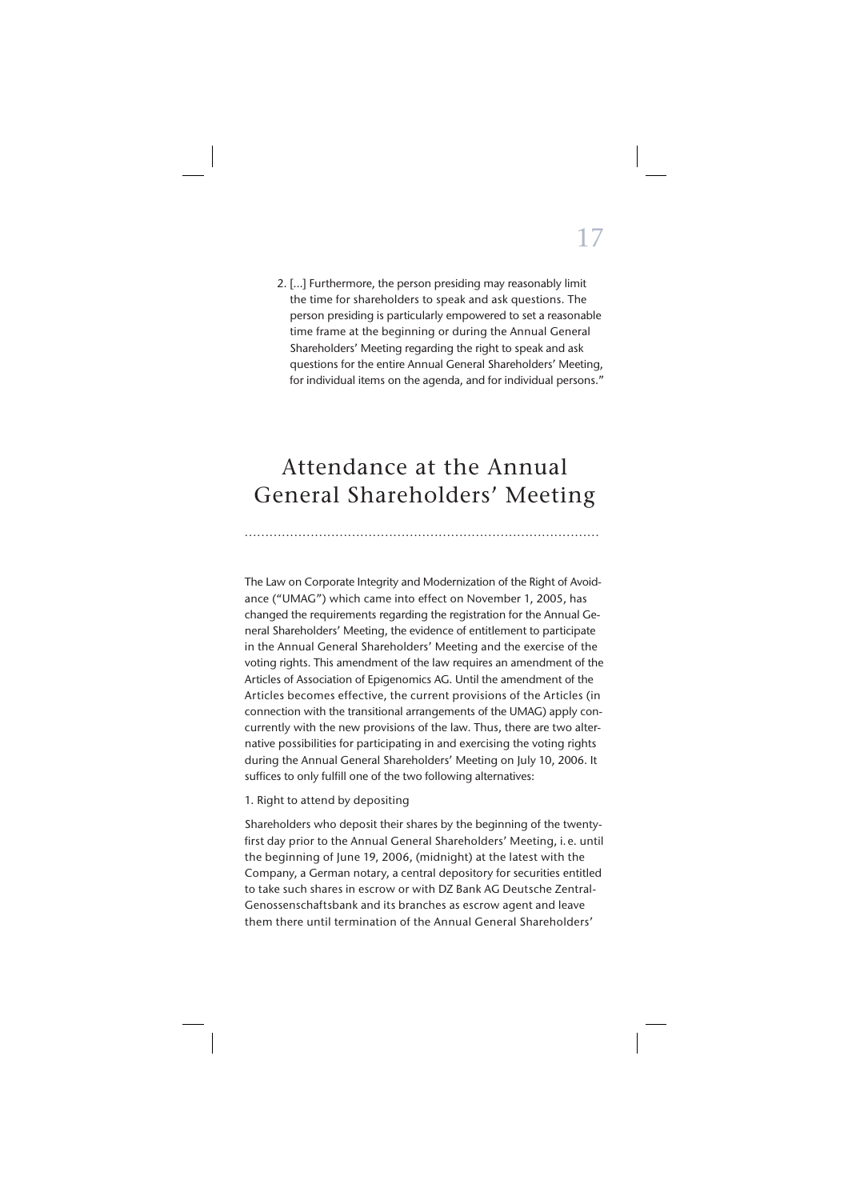2. […] Furthermore, the person presiding may reasonably limit the time for shareholders to speak and ask questions. The person presiding is particularly empowered to set a reasonable time frame at the beginning or during the Annual General Shareholders' Meeting regarding the right to speak and ask questions for the entire Annual General Shareholders' Meeting, for individual items on the agenda, and for individual persons."

# Attendance at the Annual General Shareholders' Meeting

The Law on Corporate Integrity and Modernization of the Right of Avoidance ("UMAG") which came into effect on November 1, 2005, has changed the requirements regarding the registration for the Annual General Shareholders' Meeting, the evidence of entitlement to participate in the Annual General Shareholders' Meeting and the exercise of the voting rights. This amendment of the law requires an amendment of the Articles of Association of Epigenomics AG. Until the amendment of the Articles becomes effective, the current provisions of the Articles (in connection with the transitional arrangements of the UMAG) apply concurrently with the new provisions of the law. Thus, there are two alternative possibilities for participating in and exercising the voting rights during the Annual General Shareholders' Meeting on July 10, 2006. It suffices to only fulfill one of the two following alternatives:

1. Right to attend by depositing

Shareholders who deposit their shares by the beginning of the twenty-first day prior to the Annual General Shareholders' Meeting, i. e. until the beginning of June 19, 2006, (midnight) at the latest with the Company, a German notary, a central depository for securities entitled to take such shares in escrow or with DZ Bank AG Deutsche Zentral-Genossenschaftsbank and its branches as escrow agent and leave them there until termination of the Annual General Shareholders'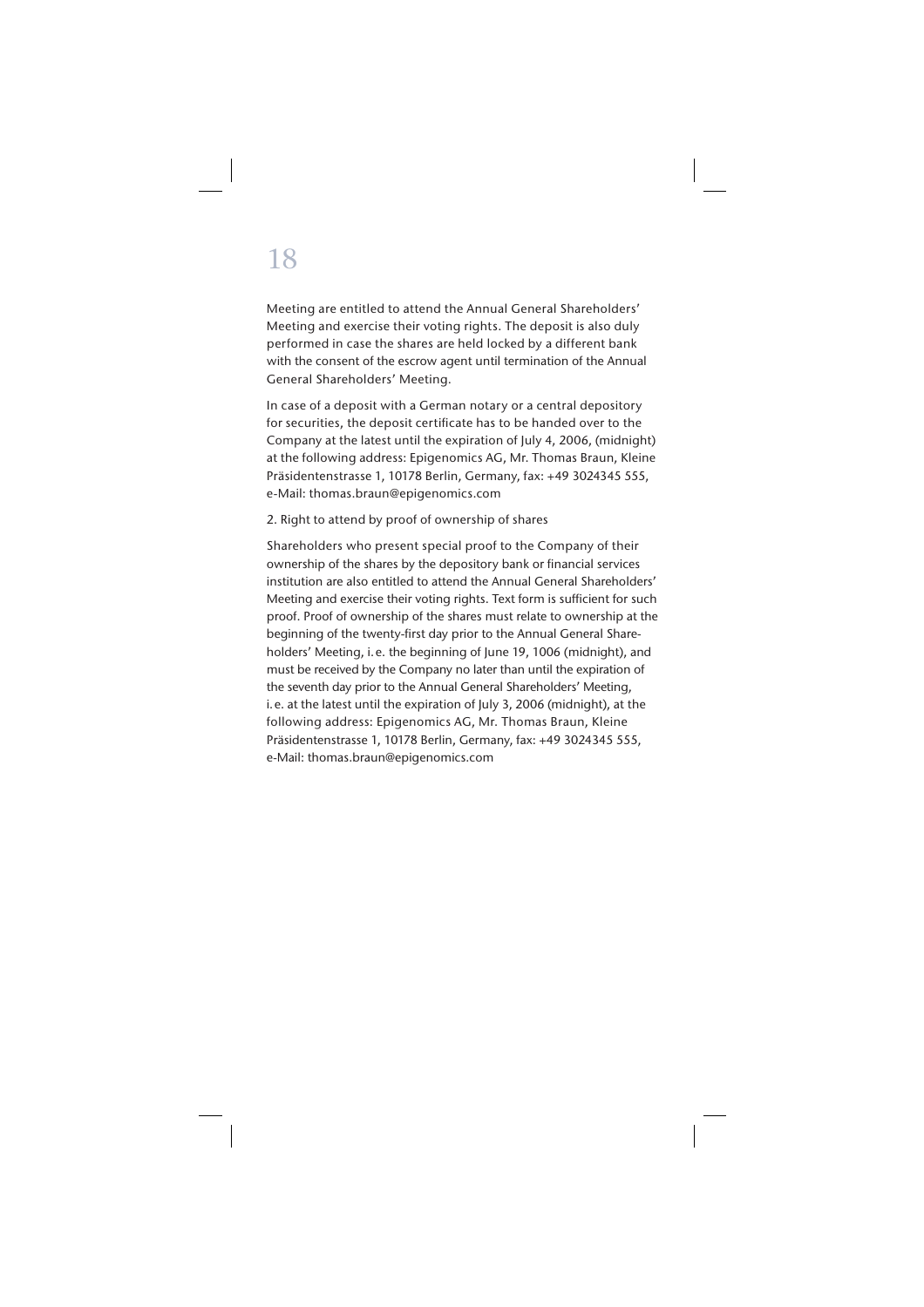Meeting are entitled to attend the Annual General Shareholders' Meeting and exercise their voting rights. The deposit is also duly performed in case the shares are held locked by a different bank with the consent of the escrow agent until termination of the Annual General Shareholders' Meeting.

In case of a deposit with a German notary or a central depository for securities, the deposit certificate has to be handed over to the Company at the latest until the expiration of July 4, 2006, (midnight) at the following address: Epigenomics AG, Mr. Thomas Braun, Kleine Präsidentenstrasse 1, 10178 Berlin, Germany, fax: +49 3024345 555, e-Mail: thomas.braun@epigenomics.com

2. Right to attend by proof of ownership of shares

Shareholders who present special proof to the Company of their ownership of the shares by the depository bank or financial services institution are also entitled to attend the Annual General Shareholders' Meeting and exercise their voting rights. Text form is sufficient for such proof. Proof of ownership of the shares must relate to ownership at the beginning of the twenty-first day prior to the Annual General Shareholders' Meeting, i. e. the beginning of June 19, 1006 (midnight), and must be received by the Company no later than until the expiration of the seventh day prior to the Annual General Shareholders' Meeting, i. e. at the latest until the expiration of July 3, 2006 (midnight), at the following address: Epigenomics AG, Mr. Thomas Braun, Kleine Präsidentenstrasse 1, 10178 Berlin, Germany, fax: +49 3024345 555, e-Mail: thomas.braun@epigenomics.com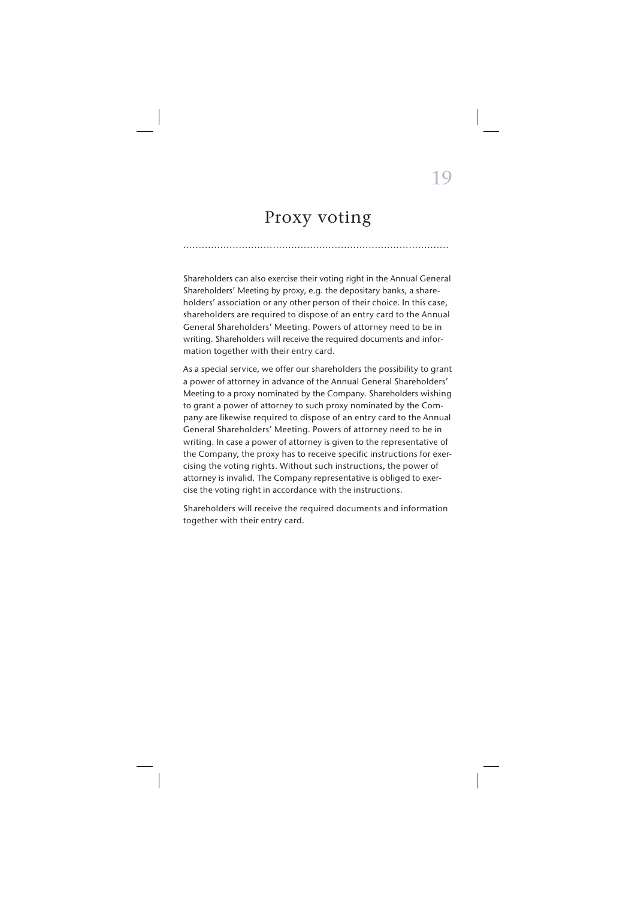# Proxy voting

Shareholders can also exercise their voting right in the Annual General Shareholders' Meeting by proxy, e.g. the depositary banks, a shareholders' association or any other person of their choice. In this case, shareholders are required to dispose of an entry card to the Annual General Shareholders' Meeting. Powers of attorney need to be in writing. Shareholders will receive the required documents and information together with their entry card.

As a special service, we offer our shareholders the possibility to grant a power of attorney in advance of the Annual General Shareholders' Meeting to a proxy nominated by the Company. Shareholders wishing to grant a power of attorney to such proxy nominated by the Company are likewise required to dispose of an entry card to the Annual General Shareholders' Meeting. Powers of attorney need to be in writing. In case a power of attorney is given to the representative of the Company, the proxy has to receive specific instructions for exercising the voting rights. Without such instructions, the power of attorney is invalid. The Company representative is obliged to exercise the voting right in accordance with the instructions.

Shareholders will receive the required documents and information together with their entry card.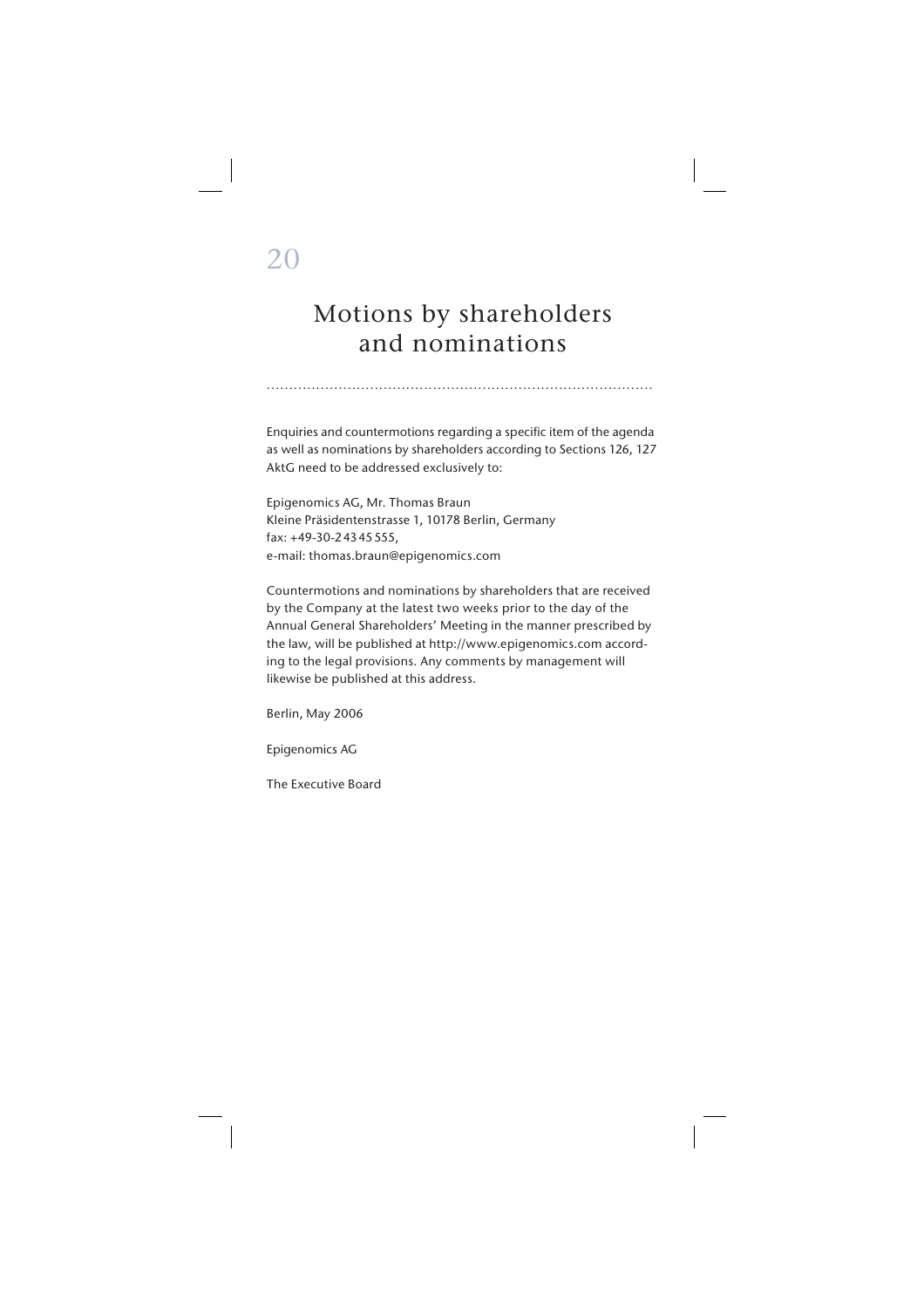# Motions by shareholders and nominations

Enquiries and countermotions regarding a specific item of the agenda as well as nominations by shareholders according to Sections 126, 127 AktG need to be addressed exclusively to:

Epigenomics AG, Mr. Thomas Braun
Kleine Präsidentenstrasse 1, 10178 Berlin, Germany
fax: +49-30-2 43 45 555,
e-mail: thomas.braun@epigenomics.com

Countermotions and nominations by shareholders that are received by the Company at the latest two weeks prior to the day of the Annual General Shareholders' Meeting in the manner prescribed by the law, will be published at http://www.epigenomics.com according to the legal provisions. Any comments by management will likewise be published at this address.

Berlin, May 2006

Epigenomics AG

The Executive Board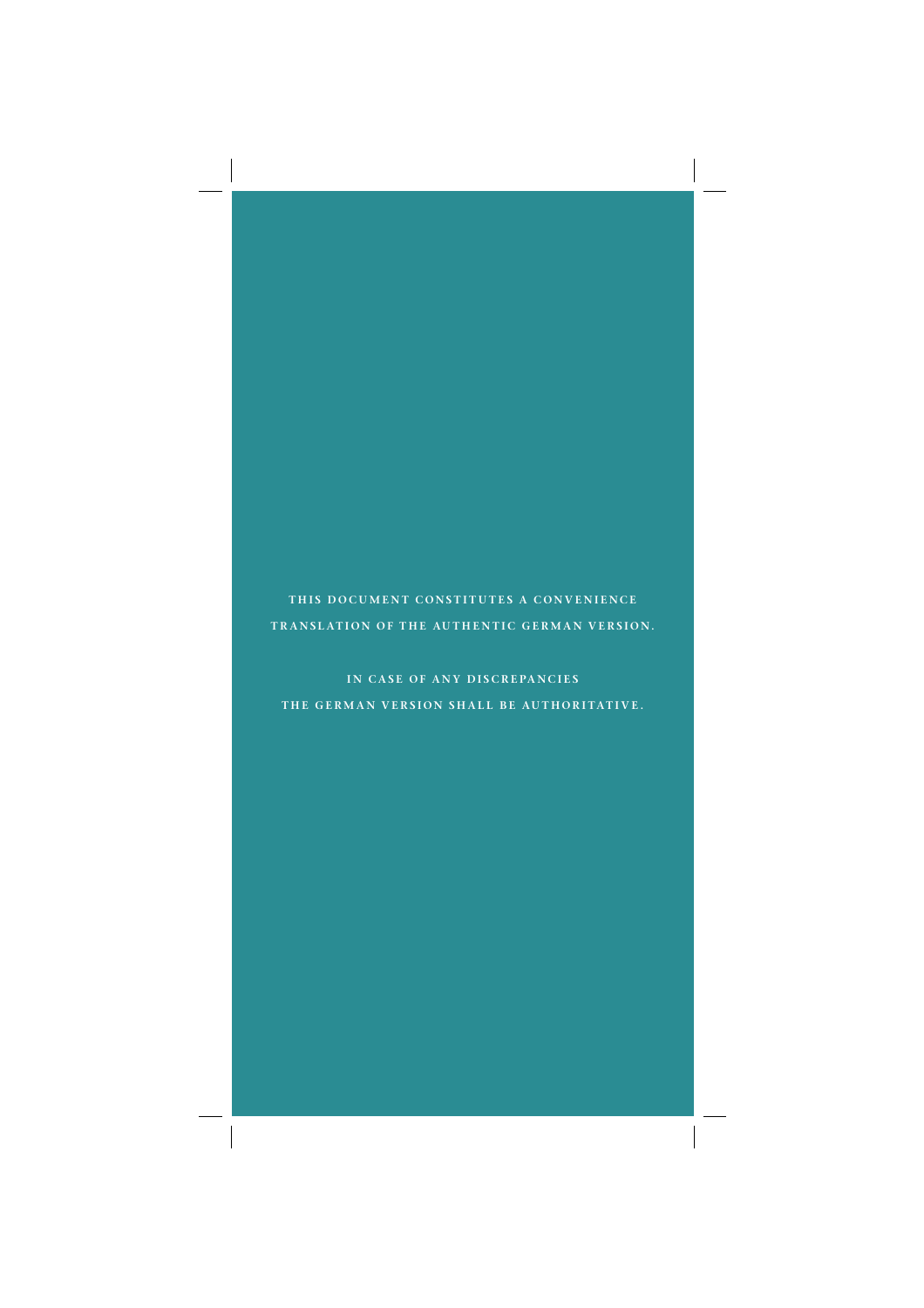THIS DOCUMENT CONSTITUTES A CONVENIENCE TRANSLATION OF THE AUTHENTIC GERMAN VERSION.

IN CASE OF ANY DISCREPANCIES THE GERMAN VERSION SHALL BE AUTHORITATIVE.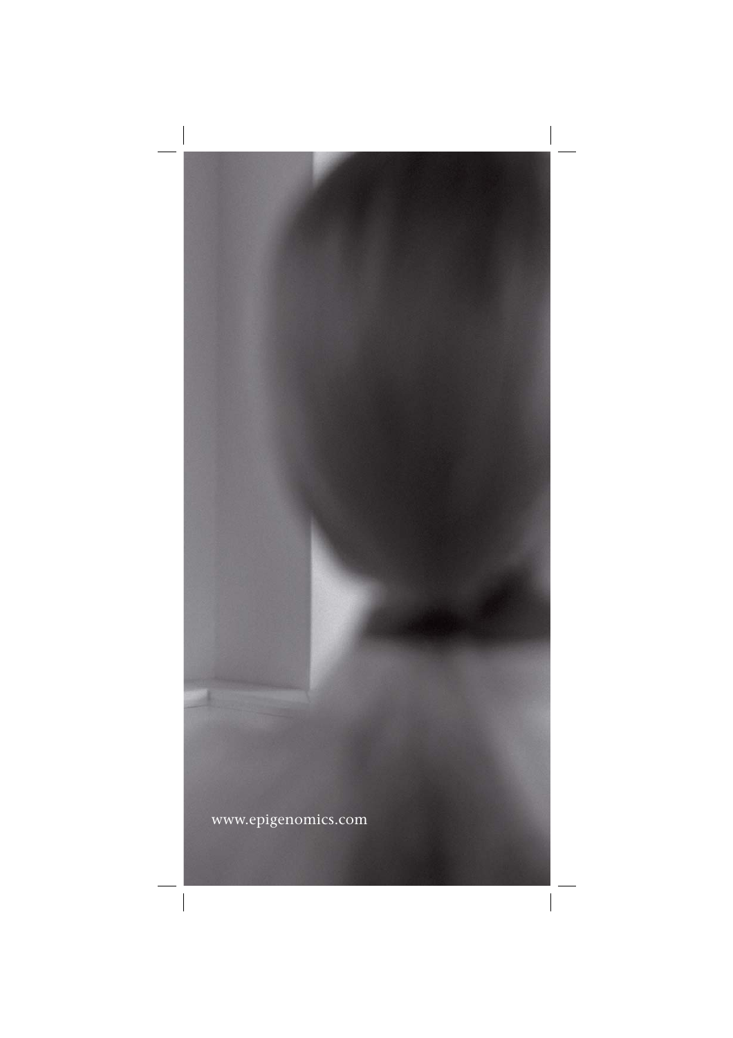www.epigenomics.com